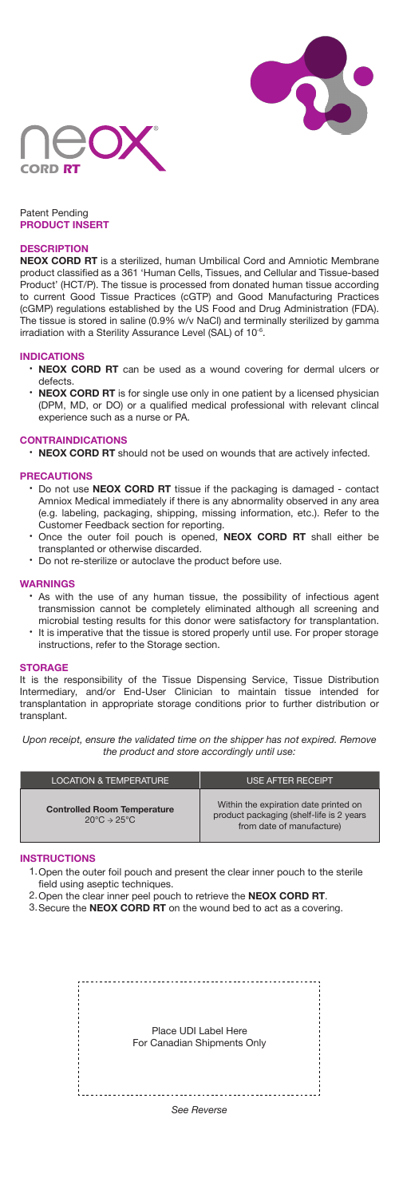# neox CORD RT

Patent Pending
**PRODUCT INSERT**

## DESCRIPTION

**NEOX CORD RT** is a sterilized, human Umbilical Cord and Amniotic Membrane product classified as a 361 'Human Cells, Tissues, and Cellular and Tissue-based Product' (HCT/P). The tissue is processed from donated human tissue according to current Good Tissue Practices (cGTP) and Good Manufacturing Practices (cGMP) regulations established by the US Food and Drug Administration (FDA). The tissue is stored in saline (0.9% w/v NaCl) and terminally sterilized by gamma irradiation with a Sterility Assurance Level (SAL) of $10^{-6}$.

## INDICATIONS

- **NEOX CORD RT** can be used as a wound covering for dermal ulcers or defects.
- **NEOX CORD RT** is for single use only in one patient by a licensed physician (DPM, MD, or DO) or a qualified medical professional with relevant clincal experience such as a nurse or PA.

## CONTRAINDICATIONS

- **NEOX CORD RT** should not be used on wounds that are actively infected.

## PRECAUTIONS

- Do not use **NEOX CORD RT** tissue if the packaging is damaged - contact Amniox Medical immediately if there is any abnormality observed in any area (e.g. labeling, packaging, shipping, missing information, etc.). Refer to the Customer Feedback section for reporting.
- Once the outer foil pouch is opened, **NEOX CORD RT** shall either be transplanted or otherwise discarded.
- Do not re-sterilize or autoclave the product before use.

## WARNINGS

- As with the use of any human tissue, the possibility of infectious agent transmission cannot be completely eliminated although all screening and microbial testing results for this donor were satisfactory for transplantation.
- It is imperative that the tissue is stored properly until use. For proper storage instructions, refer to the Storage section.

## STORAGE

It is the responsibility of the Tissue Dispensing Service, Tissue Distribution Intermediary, and/or End-User Clinician to maintain tissue intended for transplantation in appropriate storage conditions prior to further distribution or transplant.

*Upon receipt, ensure the validated time on the shipper has not expired. Remove the product and store accordingly until use:*

| LOCATION & TEMPERATURE | USE AFTER RECEIPT |
| --- | --- |
| **Controlled Room Temperature** 20°C → 25°C | Within the expiration date printed on product packaging (shelf-life is 2 years from date of manufacture) |

## INSTRUCTIONS

1. Open the outer foil pouch and present the clear inner pouch to the sterile field using aseptic techniques.
2. Open the clear inner peel pouch to retrieve the **NEOX CORD RT**.
3. Secure the **NEOX CORD RT** on the wound bed to act as a covering.

Place UDI Label Here
For Canadian Shipments Only

*See Reverse*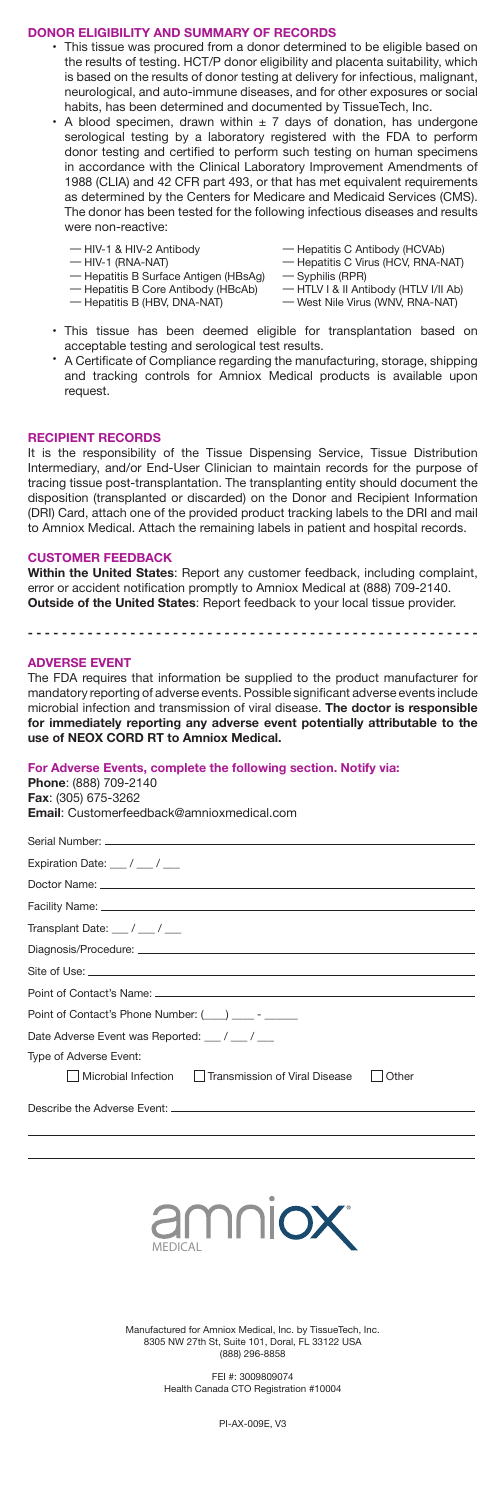## DONOR ELIGIBILITY AND SUMMARY OF RECORDS

- This tissue was procured from a donor determined to be eligible based on the results of testing. HCT/P donor eligibility and placenta suitability, which is based on the results of donor testing at delivery for infectious, malignant, neurological, and auto-immune diseases, and for other exposures or social habits, has been determined and documented by TissueTech, Inc.
- A blood specimen, drawn within ± 7 days of donation, has undergone serological testing by a laboratory registered with the FDA to perform donor testing and certified to perform such testing on human specimens in accordance with the Clinical Laboratory Improvement Amendments of 1988 (CLIA) and 42 CFR part 493, or that has met equivalent requirements as determined by the Centers for Medicare and Medicaid Services (CMS). The donor has been tested for the following infectious diseases and results were non-reactive:
  - HIV-1 & HIV-2 Antibody
  - HIV-1 (RNA-NAT)
  - Hepatitis B Surface Antigen (HBsAg)
  - Hepatitis B Core Antibody (HBcAb)
  - Hepatitis B (HBV, DNA-NAT)
  - Hepatitis C Antibody (HCVAb)
  - Hepatitis C Virus (HCV, RNA-NAT)
  - Syphilis (RPR)
  - HTLV I & II Antibody (HTLV I/II Ab)
  - West Nile Virus (WNV, RNA-NAT)
- This tissue has been deemed eligible for transplantation based on acceptable testing and serological test results.
- A Certificate of Compliance regarding the manufacturing, storage, shipping and tracking controls for Amniox Medical products is available upon request.

## RECIPIENT RECORDS

It is the responsibility of the Tissue Dispensing Service, Tissue Distribution Intermediary, and/or End-User Clinician to maintain records for the purpose of tracing tissue post-transplantation. The transplanting entity should document the disposition (transplanted or discarded) on the Donor and Recipient Information (DRI) Card, attach one of the provided product tracking labels to the DRI and mail to Amniox Medical. Attach the remaining labels in patient and hospital records.

## CUSTOMER FEEDBACK

**Within the United States**: Report any customer feedback, including complaint, error or accident notification promptly to Amniox Medical at (888) 709-2140.
**Outside of the United States**: Report feedback to your local tissue provider.

---

## ADVERSE EVENT

The FDA requires that information be supplied to the product manufacturer for mandatory reporting of adverse events. Possible significant adverse events include microbial infection and transmission of viral disease. **The doctor is responsible for immediately reporting any adverse event potentially attributable to the use of NEOX CORD RT to Amniox Medical.**

**For Adverse Events, complete the following section. Notify via:**
**Phone**: (888) 709-2140
**Fax**: (305) 675-3262
**Email**: Customerfeedback@amnioxmedical.com

Serial Number: ______________________

Expiration Date: ___ / ___ / ___

Doctor Name: ______________________

Facility Name: ______________________

Transplant Date: ___ / ___ / ___

Diagnosis/Procedure: ______________________

Site of Use: ______________________

Point of Contact's Name: ______________________

Point of Contact's Phone Number: (___) ___ - _____

Date Adverse Event was Reported: ___ / ___ / ___

Type of Adverse Event:

☐ Microbial Infection ☐ Transmission of Viral Disease ☐ Other

Describe the Adverse Event: ______________________

amniox MEDICAL

Manufactured for Amniox Medical, Inc. by TissueTech, Inc.
8305 NW 27th St, Suite 101, Doral, FL 33122 USA
(888) 296-8858

FEI #: 3009809074
Health Canada CTO Registration #10004

PI-AX-009E, V3